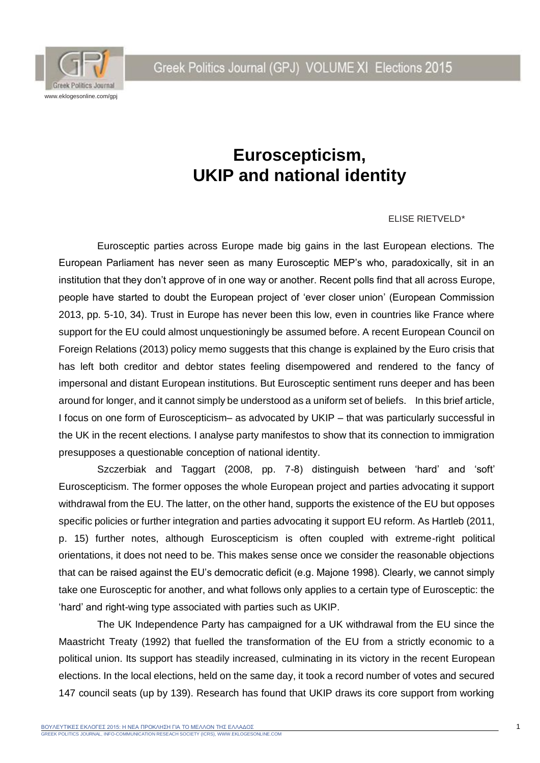# Euroscepticism, UKIP and national identity

ELISE RIETVELD*

Eurosceptic parties across Europe made big gains in the last European elections. The European Parliament has never seen as many Eurosceptic MEP's who, paradoxically, sit in an institution that they don't approve of in one way or another. Recent polls find that all across Europe, people have started to doubt the European project of 'ever closer union' (European Commission 2013, pp. 5-10, 34). Trust in Europe has never been this low, even in countries like France where support for the EU could almost unquestioningly be assumed before. A recent European Council on Foreign Relations (2013) policy memo suggests that this change is explained by the Euro crisis that has left both creditor and debtor states feeling disempowered and rendered to the fancy of impersonal and distant European institutions. But Eurosceptic sentiment runs deeper and has been around for longer, and it cannot simply be understood as a uniform set of beliefs. In this brief article, I focus on one form of Euroscepticism– as advocated by UKIP – that was particularly successful in the UK in the recent elections. I analyse party manifestos to show that its connection to immigration presupposes a questionable conception of national identity.

Szczerbiak and Taggart (2008, pp. 7-8) distinguish between 'hard' and 'soft' Euroscepticism. The former opposes the whole European project and parties advocating it support withdrawal from the EU. The latter, on the other hand, supports the existence of the EU but opposes specific policies or further integration and parties advocating it support EU reform. As Hartleb (2011, p. 15) further notes, although Euroscepticism is often coupled with extreme-right political orientations, it does not need to be. This makes sense once we consider the reasonable objections that can be raised against the EU's democratic deficit (e.g. Majone 1998). Clearly, we cannot simply take one Eurosceptic for another, and what follows only applies to a certain type of Eurosceptic: the 'hard' and right-wing type associated with parties such as UKIP.

The UK Independence Party has campaigned for a UK withdrawal from the EU since the Maastricht Treaty (1992) that fuelled the transformation of the EU from a strictly economic to a political union. Its support has steadily increased, culminating in its victory in the recent European elections. In the local elections, held on the same day, it took a record number of votes and secured 147 council seats (up by 139). Research has found that UKIP draws its core support from working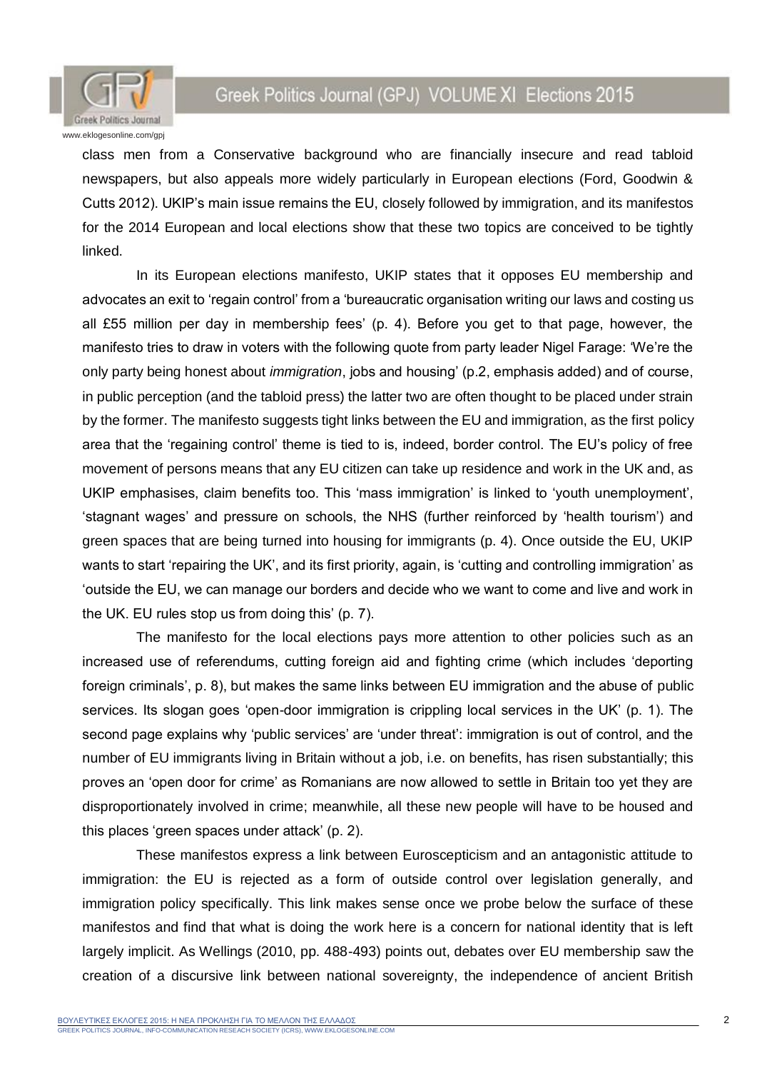class men from a Conservative background who are financially insecure and read tabloid newspapers, but also appeals more widely particularly in European elections (Ford, Goodwin & Cutts 2012). UKIP's main issue remains the EU, closely followed by immigration, and its manifestos for the 2014 European and local elections show that these two topics are conceived to be tightly linked.

In its European elections manifesto, UKIP states that it opposes EU membership and advocates an exit to 'regain control' from a 'bureaucratic organisation writing our laws and costing us all £55 million per day in membership fees' (p. 4). Before you get to that page, however, the manifesto tries to draw in voters with the following quote from party leader Nigel Farage: 'We're the only party being honest about *immigration*, jobs and housing' (p.2, emphasis added) and of course, in public perception (and the tabloid press) the latter two are often thought to be placed under strain by the former. The manifesto suggests tight links between the EU and immigration, as the first policy area that the 'regaining control' theme is tied to is, indeed, border control. The EU's policy of free movement of persons means that any EU citizen can take up residence and work in the UK and, as UKIP emphasises, claim benefits too. This 'mass immigration' is linked to 'youth unemployment', 'stagnant wages' and pressure on schools, the NHS (further reinforced by 'health tourism') and green spaces that are being turned into housing for immigrants (p. 4). Once outside the EU, UKIP wants to start 'repairing the UK', and its first priority, again, is 'cutting and controlling immigration' as 'outside the EU, we can manage our borders and decide who we want to come and live and work in the UK. EU rules stop us from doing this' (p. 7).

The manifesto for the local elections pays more attention to other policies such as an increased use of referendums, cutting foreign aid and fighting crime (which includes 'deporting foreign criminals', p. 8), but makes the same links between EU immigration and the abuse of public services. Its slogan goes 'open-door immigration is crippling local services in the UK' (p. 1). The second page explains why 'public services' are 'under threat': immigration is out of control, and the number of EU immigrants living in Britain without a job, i.e. on benefits, has risen substantially; this proves an 'open door for crime' as Romanians are now allowed to settle in Britain too yet they are disproportionately involved in crime; meanwhile, all these new people will have to be housed and this places 'green spaces under attack' (p. 2).

These manifestos express a link between Euroscepticism and an antagonistic attitude to immigration: the EU is rejected as a form of outside control over legislation generally, and immigration policy specifically. This link makes sense once we probe below the surface of these manifestos and find that what is doing the work here is a concern for national identity that is left largely implicit. As Wellings (2010, pp. 488-493) points out, debates over EU membership saw the creation of a discursive link between national sovereignty, the independence of ancient British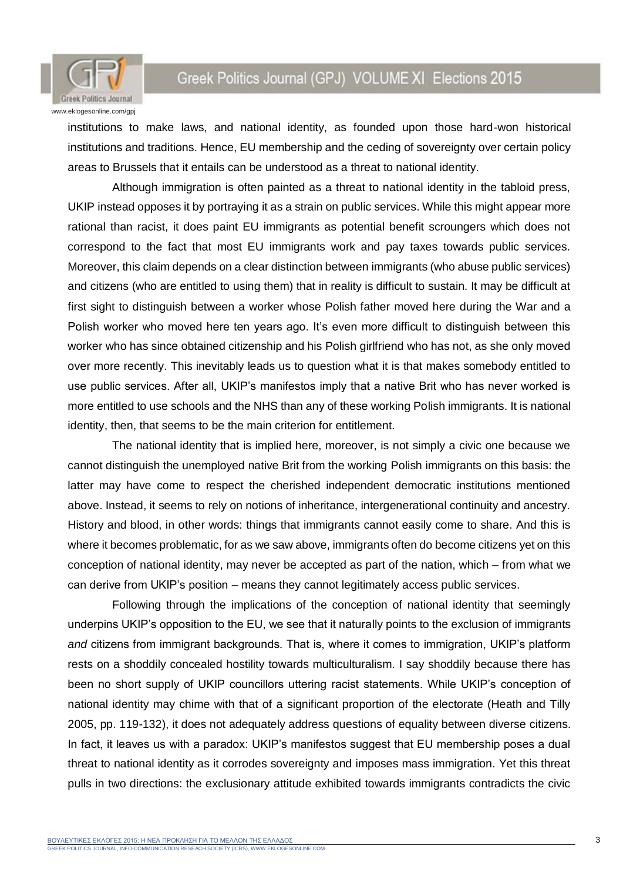institutions to make laws, and national identity, as founded upon those hard-won historical institutions and traditions. Hence, EU membership and the ceding of sovereignty over certain policy areas to Brussels that it entails can be understood as a threat to national identity.

Although immigration is often painted as a threat to national identity in the tabloid press, UKIP instead opposes it by portraying it as a strain on public services. While this might appear more rational than racist, it does paint EU immigrants as potential benefit scroungers which does not correspond to the fact that most EU immigrants work and pay taxes towards public services. Moreover, this claim depends on a clear distinction between immigrants (who abuse public services) and citizens (who are entitled to using them) that in reality is difficult to sustain. It may be difficult at first sight to distinguish between a worker whose Polish father moved here during the War and a Polish worker who moved here ten years ago. It's even more difficult to distinguish between this worker who has since obtained citizenship and his Polish girlfriend who has not, as she only moved over more recently. This inevitably leads us to question what it is that makes somebody entitled to use public services. After all, UKIP's manifestos imply that a native Brit who has never worked is more entitled to use schools and the NHS than any of these working Polish immigrants. It is national identity, then, that seems to be the main criterion for entitlement.

The national identity that is implied here, moreover, is not simply a civic one because we cannot distinguish the unemployed native Brit from the working Polish immigrants on this basis: the latter may have come to respect the cherished independent democratic institutions mentioned above. Instead, it seems to rely on notions of inheritance, intergenerational continuity and ancestry. History and blood, in other words: things that immigrants cannot easily come to share. And this is where it becomes problematic, for as we saw above, immigrants often do become citizens yet on this conception of national identity, may never be accepted as part of the nation, which – from what we can derive from UKIP's position – means they cannot legitimately access public services.

Following through the implications of the conception of national identity that seemingly underpins UKIP's opposition to the EU, we see that it naturally points to the exclusion of immigrants *and* citizens from immigrant backgrounds. That is, where it comes to immigration, UKIP's platform rests on a shoddily concealed hostility towards multiculturalism. I say shoddily because there has been no short supply of UKIP councillors uttering racist statements. While UKIP's conception of national identity may chime with that of a significant proportion of the electorate (Heath and Tilly 2005, pp. 119-132), it does not adequately address questions of equality between diverse citizens. In fact, it leaves us with a paradox: UKIP's manifestos suggest that EU membership poses a dual threat to national identity as it corrodes sovereignty and imposes mass immigration. Yet this threat pulls in two directions: the exclusionary attitude exhibited towards immigrants contradicts the civic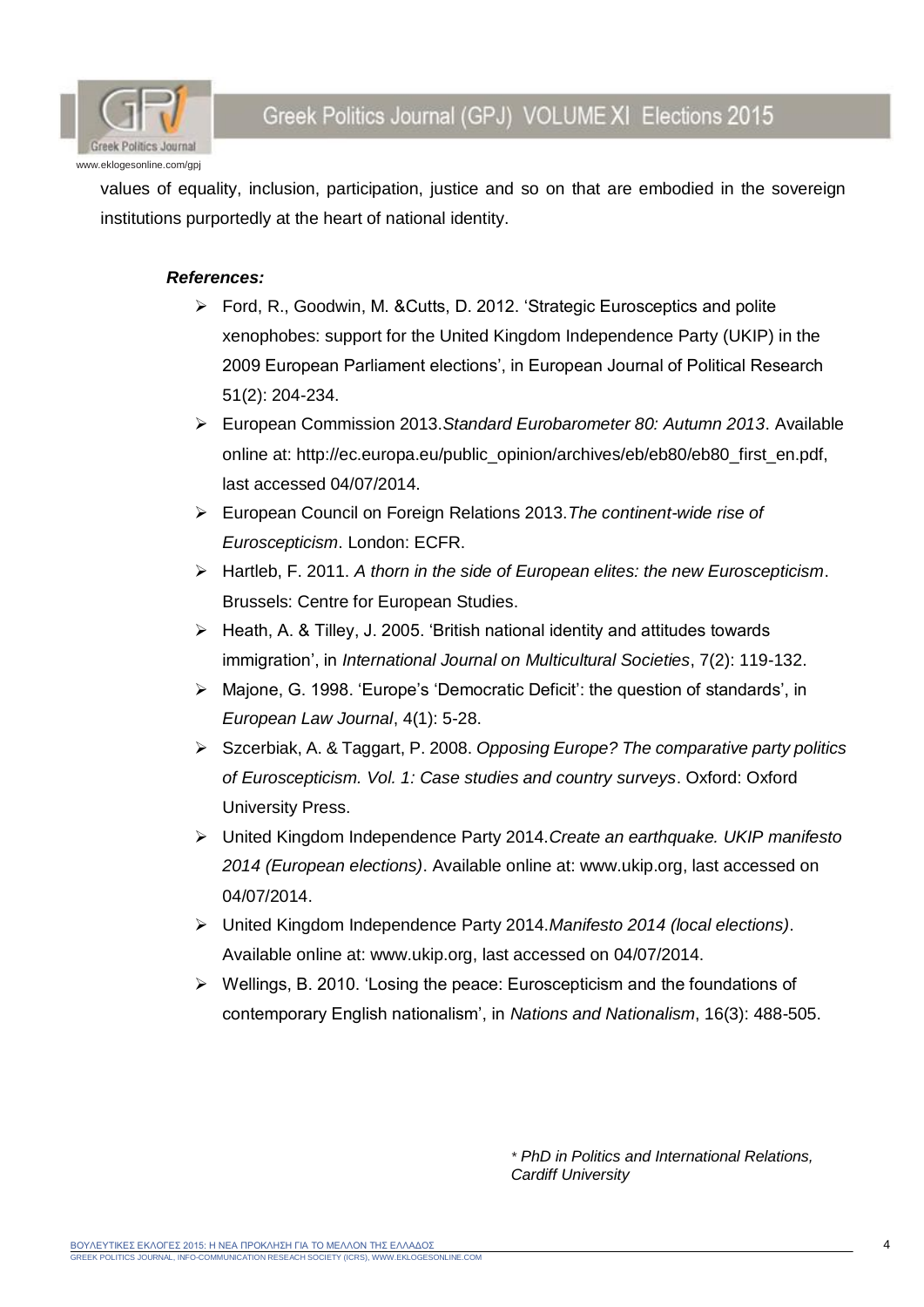values of equality, inclusion, participation, justice and so on that are embodied in the sovereign institutions purportedly at the heart of national identity.

***References:***

- Ford, R., Goodwin, M. &Cutts, D. 2012. 'Strategic Eurosceptics and polite xenophobes: support for the United Kingdom Independence Party (UKIP) in the 2009 European Parliament elections', in European Journal of Political Research 51(2): 204-234.
- European Commission 2013.*Standard Eurobarometer 80: Autumn 2013*. Available online at: http://ec.europa.eu/public_opinion/archives/eb/eb80/eb80_first_en.pdf, last accessed 04/07/2014.
- European Council on Foreign Relations 2013.*The continent-wide rise of Euroscepticism*. London: ECFR.
- Hartleb, F. 2011. *A thorn in the side of European elites: the new Euroscepticism*. Brussels: Centre for European Studies.
- Heath, A. & Tilley, J. 2005. 'British national identity and attitudes towards immigration', in *International Journal on Multicultural Societies*, 7(2): 119-132.
- Majone, G. 1998. 'Europe's 'Democratic Deficit': the question of standards', in *European Law Journal*, 4(1): 5-28.
- Szcerbiak, A. & Taggart, P. 2008. *Opposing Europe? The comparative party politics of Euroscepticism. Vol. 1: Case studies and country surveys*. Oxford: Oxford University Press.
- United Kingdom Independence Party 2014.*Create an earthquake. UKIP manifesto 2014 (European elections)*. Available online at: www.ukip.org, last accessed on 04/07/2014.
- United Kingdom Independence Party 2014.*Manifesto 2014 (local elections)*. Available online at: www.ukip.org, last accessed on 04/07/2014.
- Wellings, B. 2010. 'Losing the peace: Euroscepticism and the foundations of contemporary English nationalism', in *Nations and Nationalism*, 16(3): 488-505.

\* *PhD in Politics and International Relations, Cardiff University*